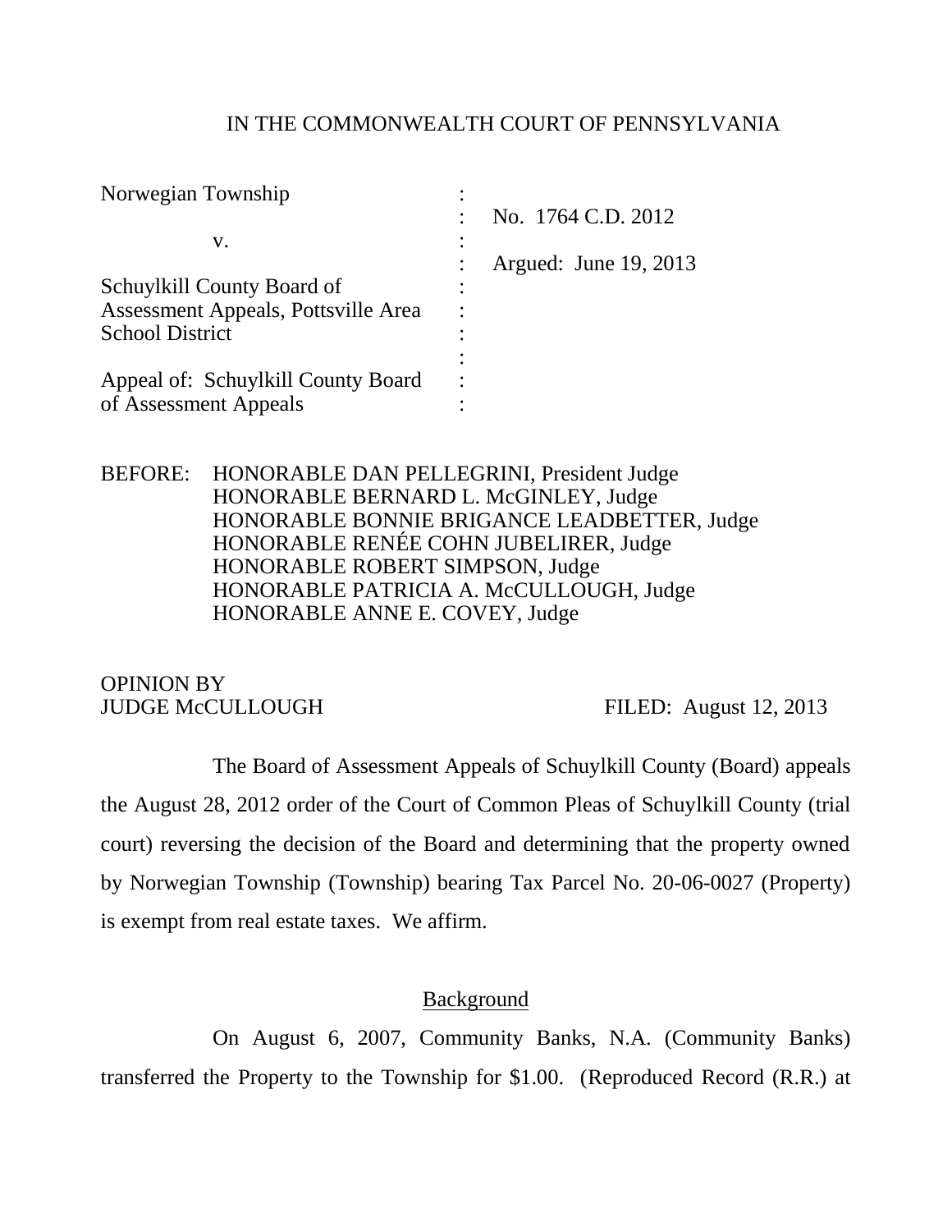IN THE COMMONWEALTH COURT OF PENNSYLVANIA

Norwegian Township : No. 1764 C.D. 2012

v. : Argued: June 19, 2013

Schuylkill County Board of Assessment Appeals, Pottsville Area School District

Appeal of: Schuylkill County Board of Assessment Appeals

BEFORE: HONORABLE DAN PELLEGRINI, President Judge
HONORABLE BERNARD L. McGINLEY, Judge
HONORABLE BONNIE BRIGANCE LEADBETTER, Judge
HONORABLE RENÉE COHN JUBELIRER, Judge
HONORABLE ROBERT SIMPSON, Judge
HONORABLE PATRICIA A. McCULLOUGH, Judge
HONORABLE ANNE E. COVEY, Judge

OPINION BY
JUDGE McCULLOUGH FILED: August 12, 2013

The Board of Assessment Appeals of Schuylkill County (Board) appeals the August 28, 2012 order of the Court of Common Pleas of Schuylkill County (trial court) reversing the decision of the Board and determining that the property owned by Norwegian Township (Township) bearing Tax Parcel No. 20-06-0027 (Property) is exempt from real estate taxes. We affirm.

## Background

On August 6, 2007, Community Banks, N.A. (Community Banks) transferred the Property to the Township for $1.00. (Reproduced Record (R.R.) at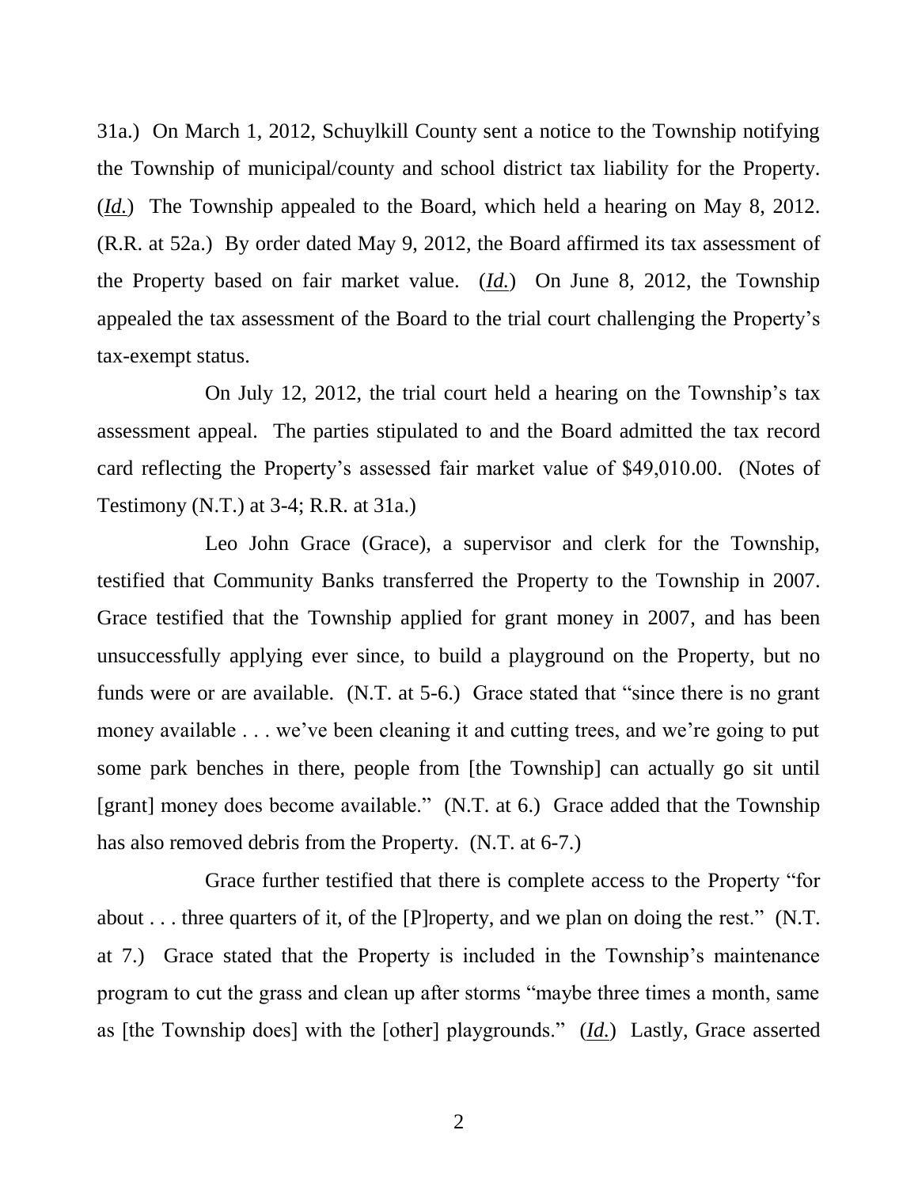31a.) On March 1, 2012, Schuylkill County sent a notice to the Township notifying the Township of municipal/county and school district tax liability for the Property. (*Id.*) The Township appealed to the Board, which held a hearing on May 8, 2012. (R.R. at 52a.) By order dated May 9, 2012, the Board affirmed its tax assessment of the Property based on fair market value. (*Id.*) On June 8, 2012, the Township appealed the tax assessment of the Board to the trial court challenging the Property's tax-exempt status.

On July 12, 2012, the trial court held a hearing on the Township's tax assessment appeal. The parties stipulated to and the Board admitted the tax record card reflecting the Property's assessed fair market value of $49,010.00. (Notes of Testimony (N.T.) at 3-4; R.R. at 31a.)

Leo John Grace (Grace), a supervisor and clerk for the Township, testified that Community Banks transferred the Property to the Township in 2007. Grace testified that the Township applied for grant money in 2007, and has been unsuccessfully applying ever since, to build a playground on the Property, but no funds were or are available. (N.T. at 5-6.) Grace stated that "since there is no grant money available . . . we've been cleaning it and cutting trees, and we're going to put some park benches in there, people from [the Township] can actually go sit until [grant] money does become available." (N.T. at 6.) Grace added that the Township has also removed debris from the Property. (N.T. at 6-7.)

Grace further testified that there is complete access to the Property "for about . . . three quarters of it, of the [P]roperty, and we plan on doing the rest." (N.T. at 7.) Grace stated that the Property is included in the Township's maintenance program to cut the grass and clean up after storms "maybe three times a month, same as [the Township does] with the [other] playgrounds." (*Id.*) Lastly, Grace asserted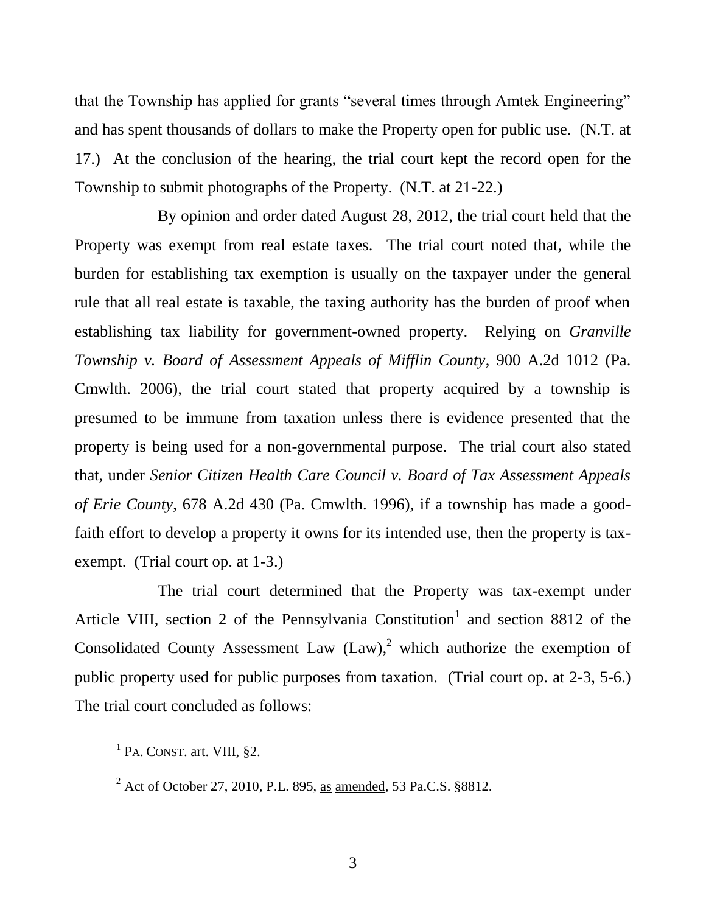that the Township has applied for grants "several times through Amtek Engineering" and has spent thousands of dollars to make the Property open for public use. (N.T. at 17.) At the conclusion of the hearing, the trial court kept the record open for the Township to submit photographs of the Property. (N.T. at 21-22.)

By opinion and order dated August 28, 2012, the trial court held that the Property was exempt from real estate taxes. The trial court noted that, while the burden for establishing tax exemption is usually on the taxpayer under the general rule that all real estate is taxable, the taxing authority has the burden of proof when establishing tax liability for government-owned property. Relying on *Granville Township v. Board of Assessment Appeals of Mifflin County*, 900 A.2d 1012 (Pa. Cmwlth. 2006), the trial court stated that property acquired by a township is presumed to be immune from taxation unless there is evidence presented that the property is being used for a non-governmental purpose. The trial court also stated that, under *Senior Citizen Health Care Council v. Board of Tax Assessment Appeals of Erie County*, 678 A.2d 430 (Pa. Cmwlth. 1996), if a township has made a good-faith effort to develop a property it owns for its intended use, then the property is tax-exempt. (Trial court op. at 1-3.)

The trial court determined that the Property was tax-exempt under Article VIII, section 2 of the Pennsylvania Constitution[1] and section 8812 of the Consolidated County Assessment Law (Law),[2] which authorize the exemption of public property used for public purposes from taxation. (Trial court op. at 2-3, 5-6.) The trial court concluded as follows:

---

[1] PA. CONST. art. VIII, §2.

[2] Act of October 27, 2010, P.L. 895, as amended, 53 Pa.C.S. §8812.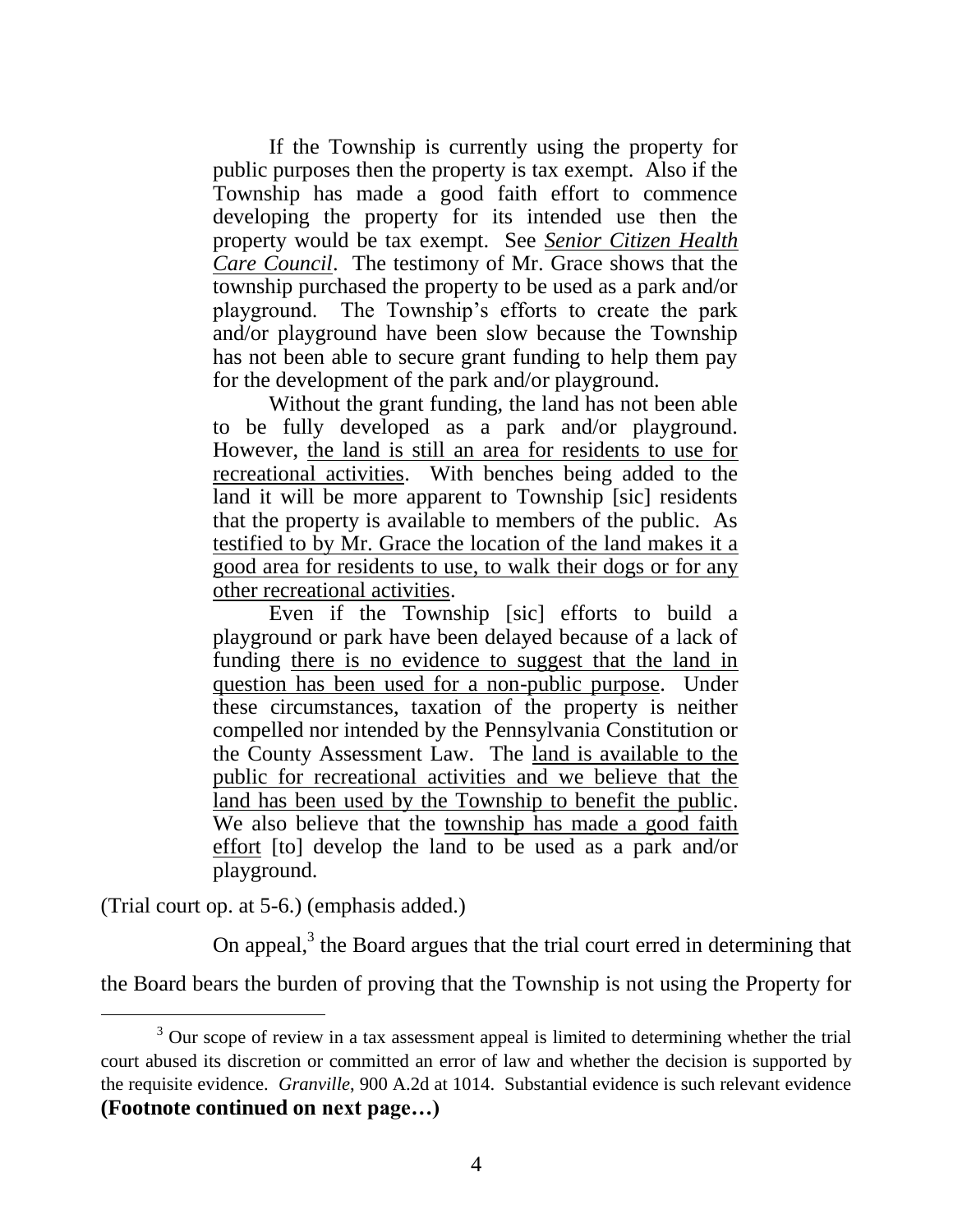> If the Township is currently using the property for public purposes then the property is tax exempt. Also if the Township has made a good faith effort to commence developing the property for its intended use then the property would be tax exempt. See *Senior Citizen Health Care Council*. The testimony of Mr. Grace shows that the township purchased the property to be used as a park and/or playground. The Township's efforts to create the park and/or playground have been slow because the Township has not been able to secure grant funding to help them pay for the development of the park and/or playground.
>
> Without the grant funding, the land has not been able to be fully developed as a park and/or playground. However, <u>the land is still an area for residents to use for recreational activities</u>. With benches being added to the land it will be more apparent to Township [sic] residents that the property is available to members of the public. As <u>testified to by Mr. Grace the location of the land makes it a good area for residents to use, to walk their dogs or for any other recreational activities</u>.
>
> Even if the Township [sic] efforts to build a playground or park have been delayed because of a lack of funding <u>there is no evidence to suggest that the land in question has been used for a non-public purpose</u>. Under these circumstances, taxation of the property is neither compelled nor intended by the Pennsylvania Constitution or the County Assessment Law. The <u>land is available to the public for recreational activities and we believe that the land has been used by the Township to benefit the public</u>. We also believe that the <u>township has made a good faith effort</u> [to] develop the land to be used as a park and/or playground.

(Trial court op. at 5-6.) (emphasis added.)

On appeal,[3] the Board argues that the trial court erred in determining that the Board bears the burden of proving that the Township is not using the Property for

---

[3] Our scope of review in a tax assessment appeal is limited to determining whether the trial court abused its discretion or committed an error of law and whether the decision is supported by the requisite evidence. *Granville*, 900 A.2d at 1014. Substantial evidence is such relevant evidence **(Footnote continued on next page…)**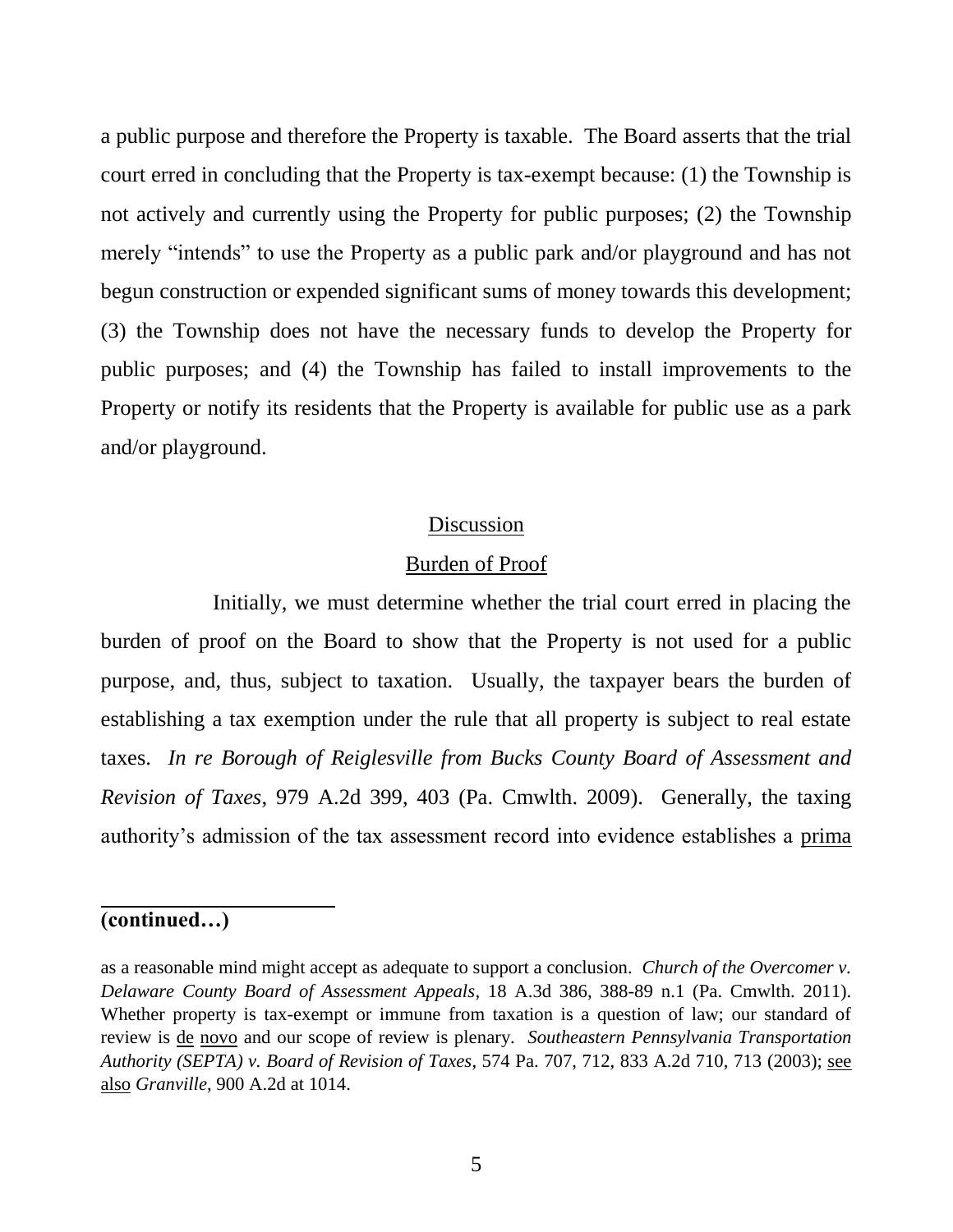a public purpose and therefore the Property is taxable. The Board asserts that the trial court erred in concluding that the Property is tax-exempt because: (1) the Township is not actively and currently using the Property for public purposes; (2) the Township merely "intends" to use the Property as a public park and/or playground and has not begun construction or expended significant sums of money towards this development; (3) the Township does not have the necessary funds to develop the Property for public purposes; and (4) the Township has failed to install improvements to the Property or notify its residents that the Property is available for public use as a park and/or playground.

## Discussion

### Burden of Proof

Initially, we must determine whether the trial court erred in placing the burden of proof on the Board to show that the Property is not used for a public purpose, and, thus, subject to taxation. Usually, the taxpayer bears the burden of establishing a tax exemption under the rule that all property is subject to real estate taxes. *In re Borough of Reiglesville from Bucks County Board of Assessment and Revision of Taxes*, 979 A.2d 399, 403 (Pa. Cmwlth. 2009). Generally, the taxing authority's admission of the tax assessment record into evidence establishes a prima

---

**(continued…)**

as a reasonable mind might accept as adequate to support a conclusion. *Church of the Overcomer v. Delaware County Board of Assessment Appeals*, 18 A.3d 386, 388-89 n.1 (Pa. Cmwlth. 2011). Whether property is tax-exempt or immune from taxation is a question of law; our standard of review is de novo and our scope of review is plenary. *Southeastern Pennsylvania Transportation Authority (SEPTA) v. Board of Revision of Taxes*, 574 Pa. 707, 712, 833 A.2d 710, 713 (2003); see also *Granville*, 900 A.2d at 1014.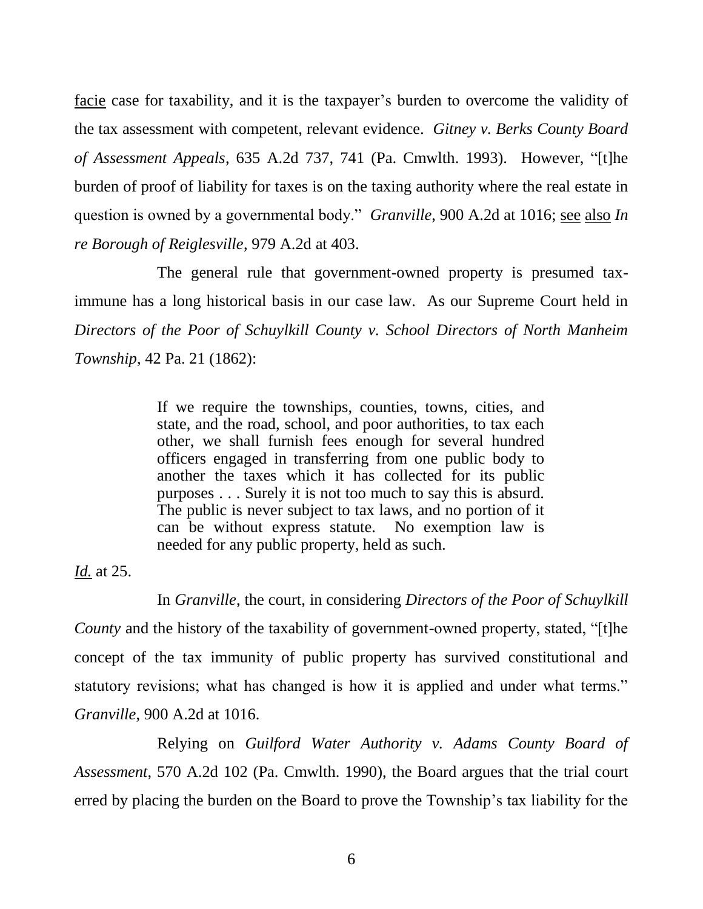facie case for taxability, and it is the taxpayer's burden to overcome the validity of the tax assessment with competent, relevant evidence. *Gitney v. Berks County Board of Assessment Appeals*, 635 A.2d 737, 741 (Pa. Cmwlth. 1993). However, "[t]he burden of proof of liability for taxes is on the taxing authority where the real estate in question is owned by a governmental body." *Granville*, 900 A.2d at 1016; see also *In re Borough of Reiglesville*, 979 A.2d at 403.

The general rule that government-owned property is presumed tax-immune has a long historical basis in our case law. As our Supreme Court held in *Directors of the Poor of Schuylkill County v. School Directors of North Manheim Township*, 42 Pa. 21 (1862):

> If we require the townships, counties, towns, cities, and state, and the road, school, and poor authorities, to tax each other, we shall furnish fees enough for several hundred officers engaged in transferring from one public body to another the taxes which it has collected for its public purposes . . . Surely it is not too much to say this is absurd. The public is never subject to tax laws, and no portion of it can be without express statute. No exemption law is needed for any public property, held as such.

*Id.* at 25.

In *Granville*, the court, in considering *Directors of the Poor of Schuylkill County* and the history of the taxability of government-owned property, stated, "[t]he concept of the tax immunity of public property has survived constitutional and statutory revisions; what has changed is how it is applied and under what terms." *Granville*, 900 A.2d at 1016.

Relying on *Guilford Water Authority v. Adams County Board of Assessment*, 570 A.2d 102 (Pa. Cmwlth. 1990), the Board argues that the trial court erred by placing the burden on the Board to prove the Township's tax liability for the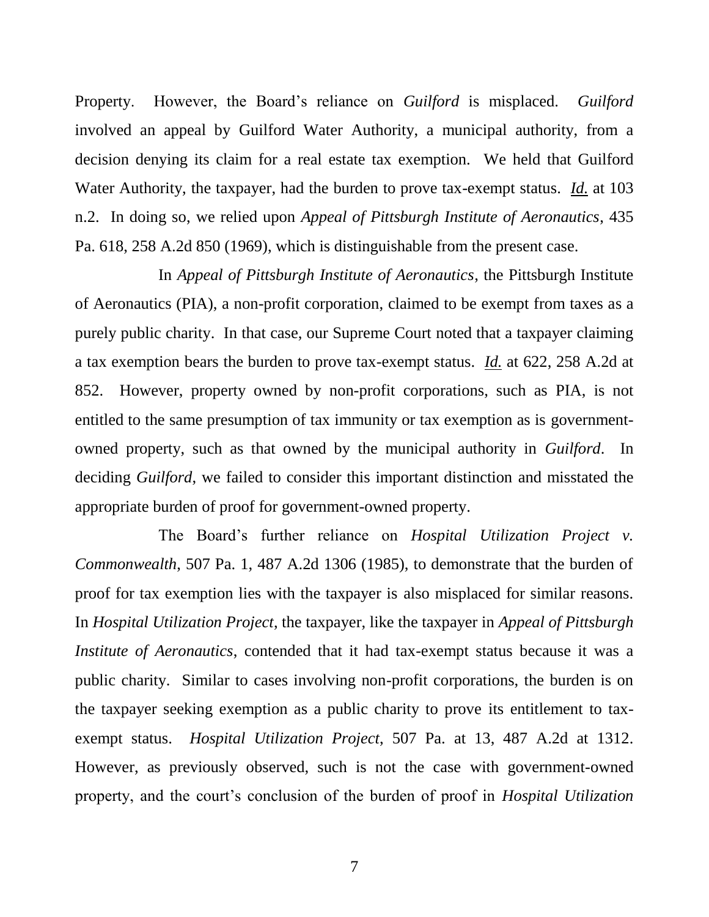Property. However, the Board's reliance on *Guilford* is misplaced. *Guilford* involved an appeal by Guilford Water Authority, a municipal authority, from a decision denying its claim for a real estate tax exemption. We held that Guilford Water Authority, the taxpayer, had the burden to prove tax-exempt status. *Id.* at 103 n.2. In doing so, we relied upon *Appeal of Pittsburgh Institute of Aeronautics*, 435 Pa. 618, 258 A.2d 850 (1969), which is distinguishable from the present case.

In *Appeal of Pittsburgh Institute of Aeronautics*, the Pittsburgh Institute of Aeronautics (PIA), a non-profit corporation, claimed to be exempt from taxes as a purely public charity. In that case, our Supreme Court noted that a taxpayer claiming a tax exemption bears the burden to prove tax-exempt status. *Id.* at 622, 258 A.2d at 852. However, property owned by non-profit corporations, such as PIA, is not entitled to the same presumption of tax immunity or tax exemption as is government-owned property, such as that owned by the municipal authority in *Guilford*. In deciding *Guilford*, we failed to consider this important distinction and misstated the appropriate burden of proof for government-owned property.

The Board's further reliance on *Hospital Utilization Project v. Commonwealth*, 507 Pa. 1, 487 A.2d 1306 (1985), to demonstrate that the burden of proof for tax exemption lies with the taxpayer is also misplaced for similar reasons. In *Hospital Utilization Project*, the taxpayer, like the taxpayer in *Appeal of Pittsburgh Institute of Aeronautics*, contended that it had tax-exempt status because it was a public charity. Similar to cases involving non-profit corporations, the burden is on the taxpayer seeking exemption as a public charity to prove its entitlement to tax-exempt status. *Hospital Utilization Project*, 507 Pa. at 13, 487 A.2d at 1312. However, as previously observed, such is not the case with government-owned property, and the court's conclusion of the burden of proof in *Hospital Utilization*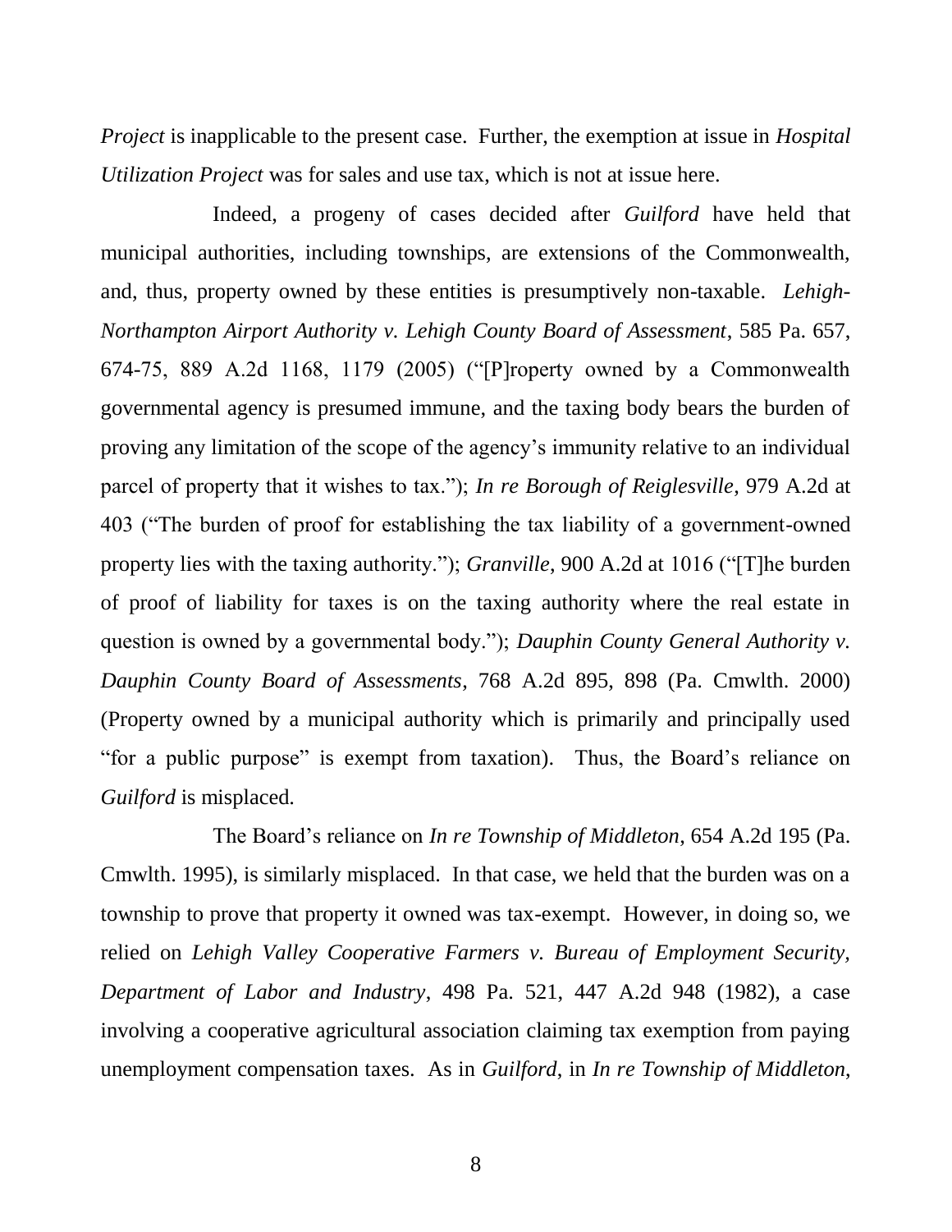*Project* is inapplicable to the present case. Further, the exemption at issue in *Hospital Utilization Project* was for sales and use tax, which is not at issue here.

Indeed, a progeny of cases decided after *Guilford* have held that municipal authorities, including townships, are extensions of the Commonwealth, and, thus, property owned by these entities is presumptively non-taxable. *Lehigh-Northampton Airport Authority v. Lehigh County Board of Assessment*, 585 Pa. 657, 674-75, 889 A.2d 1168, 1179 (2005) ("[P]roperty owned by a Commonwealth governmental agency is presumed immune, and the taxing body bears the burden of proving any limitation of the scope of the agency's immunity relative to an individual parcel of property that it wishes to tax."); *In re Borough of Reiglesville*, 979 A.2d at 403 ("The burden of proof for establishing the tax liability of a government-owned property lies with the taxing authority."); *Granville*, 900 A.2d at 1016 ("[T]he burden of proof of liability for taxes is on the taxing authority where the real estate in question is owned by a governmental body."); *Dauphin County General Authority v. Dauphin County Board of Assessments*, 768 A.2d 895, 898 (Pa. Cmwlth. 2000) (Property owned by a municipal authority which is primarily and principally used "for a public purpose" is exempt from taxation). Thus, the Board's reliance on *Guilford* is misplaced.

The Board's reliance on *In re Township of Middleton*, 654 A.2d 195 (Pa. Cmwlth. 1995), is similarly misplaced. In that case, we held that the burden was on a township to prove that property it owned was tax-exempt. However, in doing so, we relied on *Lehigh Valley Cooperative Farmers v. Bureau of Employment Security, Department of Labor and Industry*, 498 Pa. 521, 447 A.2d 948 (1982), a case involving a cooperative agricultural association claiming tax exemption from paying unemployment compensation taxes. As in *Guilford*, in *In re Township of Middleton*,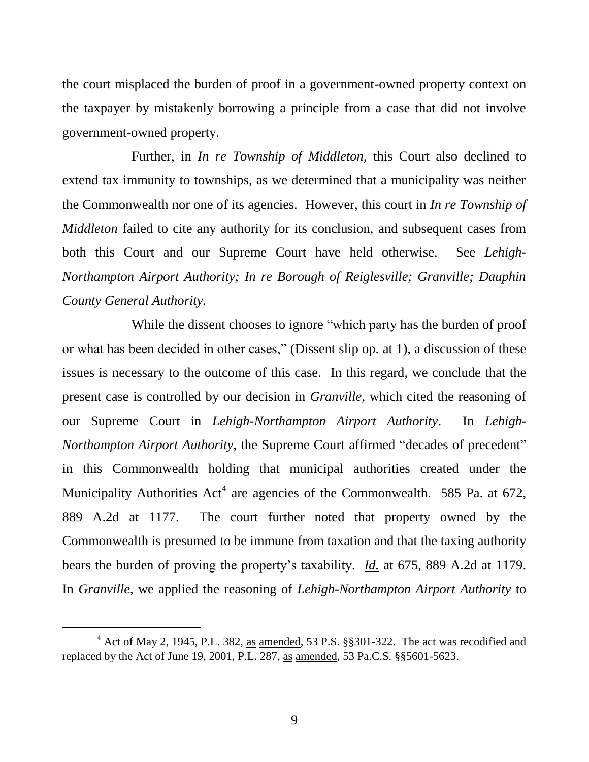the court misplaced the burden of proof in a government-owned property context on the taxpayer by mistakenly borrowing a principle from a case that did not involve government-owned property.

Further, in *In re Township of Middleton*, this Court also declined to extend tax immunity to townships, as we determined that a municipality was neither the Commonwealth nor one of its agencies. However, this court in *In re Township of Middleton* failed to cite any authority for its conclusion, and subsequent cases from both this Court and our Supreme Court have held otherwise. See *Lehigh-Northampton Airport Authority; In re Borough of Reiglesville; Granville; Dauphin County General Authority.*

While the dissent chooses to ignore "which party has the burden of proof or what has been decided in other cases," (Dissent slip op. at 1), a discussion of these issues is necessary to the outcome of this case. In this regard, we conclude that the present case is controlled by our decision in *Granville*, which cited the reasoning of our Supreme Court in *Lehigh-Northampton Airport Authority*. In *Lehigh-Northampton Airport Authority*, the Supreme Court affirmed "decades of precedent" in this Commonwealth holding that municipal authorities created under the Municipality Authorities Act[4] are agencies of the Commonwealth. 585 Pa. at 672, 889 A.2d at 1177. The court further noted that property owned by the Commonwealth is presumed to be immune from taxation and that the taxing authority bears the burden of proving the property's taxability. *Id.* at 675, 889 A.2d at 1179. In *Granville*, we applied the reasoning of *Lehigh-Northampton Airport Authority* to

---

[4] Act of May 2, 1945, P.L. 382, as amended, 53 P.S. §§301-322. The act was recodified and replaced by the Act of June 19, 2001, P.L. 287, as amended, 53 Pa.C.S. §§5601-5623.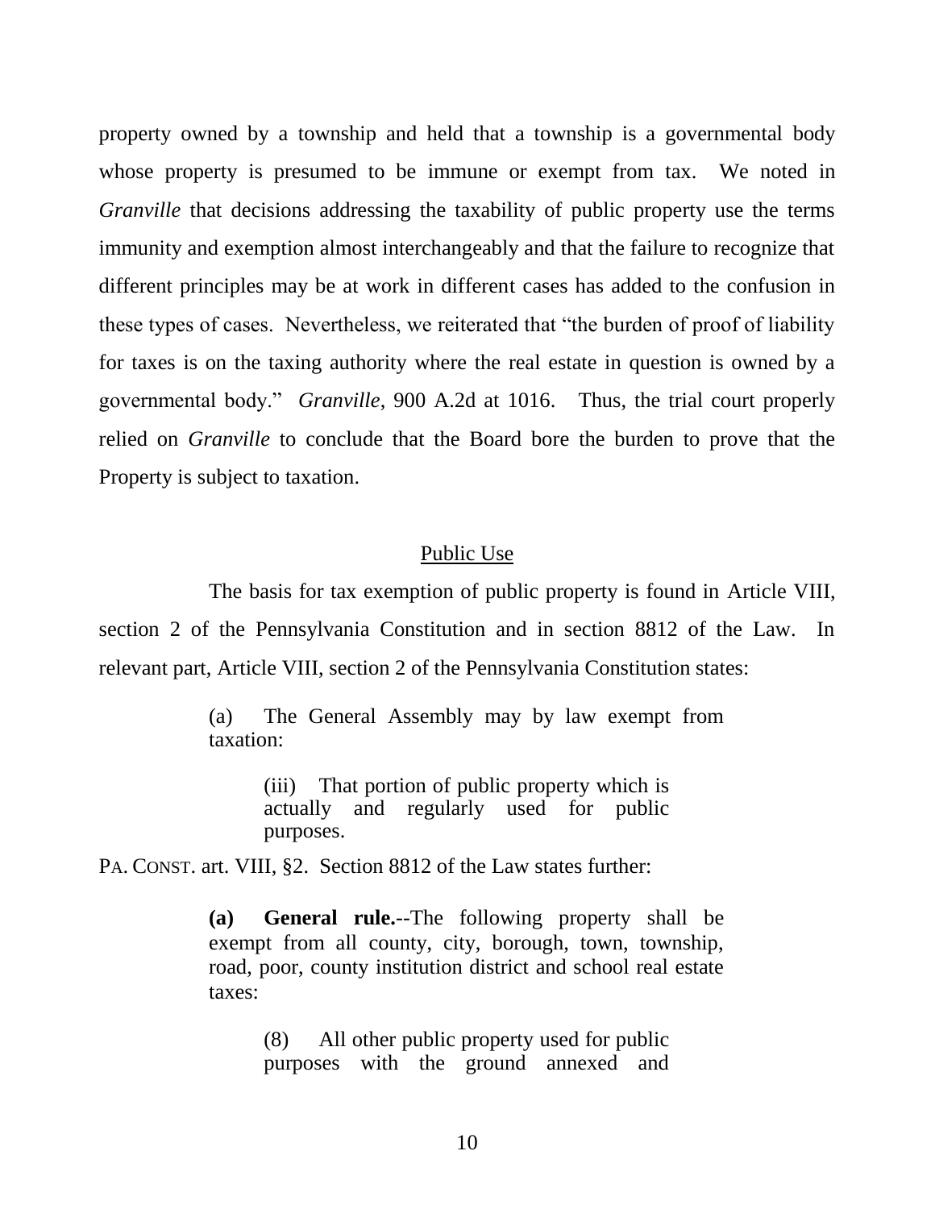property owned by a township and held that a township is a governmental body whose property is presumed to be immune or exempt from tax. We noted in *Granville* that decisions addressing the taxability of public property use the terms immunity and exemption almost interchangeably and that the failure to recognize that different principles may be at work in different cases has added to the confusion in these types of cases. Nevertheless, we reiterated that "the burden of proof of liability for taxes is on the taxing authority where the real estate in question is owned by a governmental body." *Granville*, 900 A.2d at 1016. Thus, the trial court properly relied on *Granville* to conclude that the Board bore the burden to prove that the Property is subject to taxation.

<u>Public Use</u>

The basis for tax exemption of public property is found in Article VIII, section 2 of the Pennsylvania Constitution and in section 8812 of the Law. In relevant part, Article VIII, section 2 of the Pennsylvania Constitution states:

> (a) The General Assembly may by law exempt from taxation:
>
> > (iii) That portion of public property which is actually and regularly used for public purposes.

PA. CONST. art. VIII, §2. Section 8812 of the Law states further:

> **(a) General rule.**--The following property shall be exempt from all county, city, borough, town, township, road, poor, county institution district and school real estate taxes:
>
> > (8) All other public property used for public purposes with the ground annexed and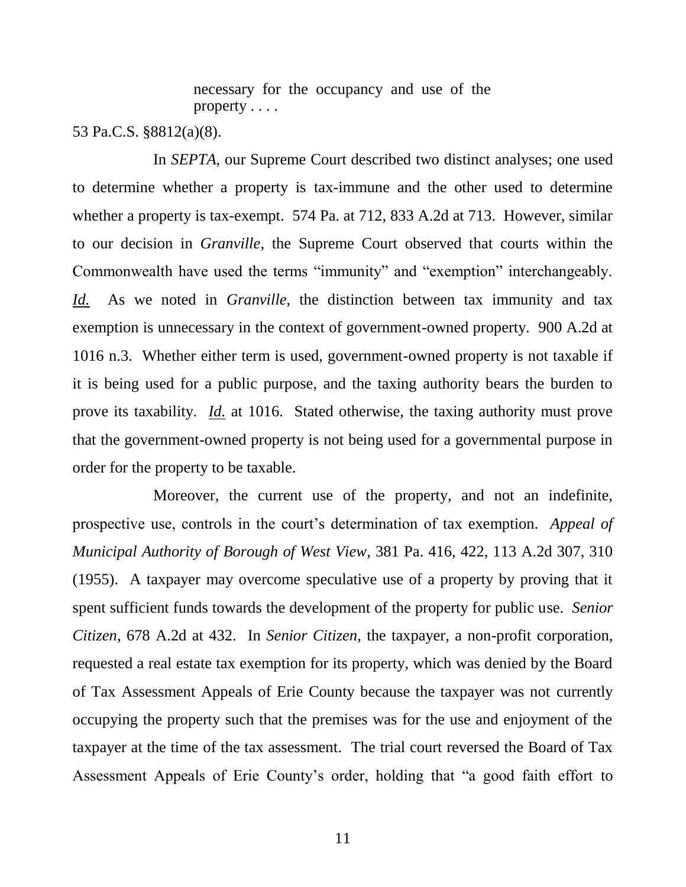> necessary for the occupancy and use of the property . . . .

53 Pa.C.S. §8812(a)(8).

In *SEPTA*, our Supreme Court described two distinct analyses; one used to determine whether a property is tax-immune and the other used to determine whether a property is tax-exempt. 574 Pa. at 712, 833 A.2d at 713. However, similar to our decision in *Granville*, the Supreme Court observed that courts within the Commonwealth have used the terms "immunity" and "exemption" interchangeably. *Id.* As we noted in *Granville*, the distinction between tax immunity and tax exemption is unnecessary in the context of government-owned property. 900 A.2d at 1016 n.3. Whether either term is used, government-owned property is not taxable if it is being used for a public purpose, and the taxing authority bears the burden to prove its taxability. *Id.* at 1016. Stated otherwise, the taxing authority must prove that the government-owned property is not being used for a governmental purpose in order for the property to be taxable.

Moreover, the current use of the property, and not an indefinite, prospective use, controls in the court's determination of tax exemption. *Appeal of Municipal Authority of Borough of West View*, 381 Pa. 416, 422, 113 A.2d 307, 310 (1955). A taxpayer may overcome speculative use of a property by proving that it spent sufficient funds towards the development of the property for public use. *Senior Citizen*, 678 A.2d at 432. In *Senior Citizen*, the taxpayer, a non-profit corporation, requested a real estate tax exemption for its property, which was denied by the Board of Tax Assessment Appeals of Erie County because the taxpayer was not currently occupying the property such that the premises was for the use and enjoyment of the taxpayer at the time of the tax assessment. The trial court reversed the Board of Tax Assessment Appeals of Erie County's order, holding that "a good faith effort to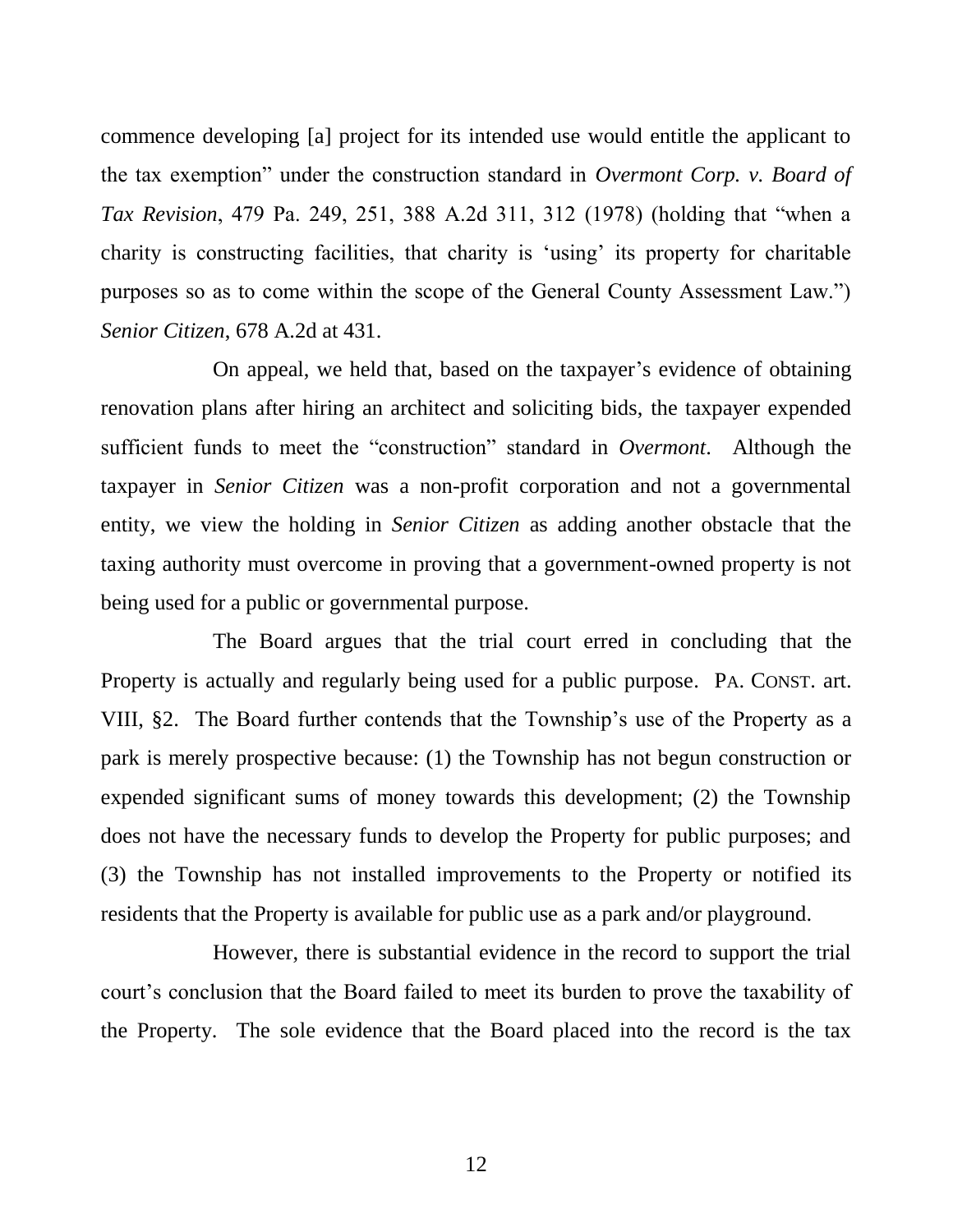commence developing [a] project for its intended use would entitle the applicant to the tax exemption" under the construction standard in *Overmont Corp. v. Board of Tax Revision*, 479 Pa. 249, 251, 388 A.2d 311, 312 (1978) (holding that "when a charity is constructing facilities, that charity is 'using' its property for charitable purposes so as to come within the scope of the General County Assessment Law.") *Senior Citizen*, 678 A.2d at 431.

On appeal, we held that, based on the taxpayer's evidence of obtaining renovation plans after hiring an architect and soliciting bids, the taxpayer expended sufficient funds to meet the "construction" standard in *Overmont*. Although the taxpayer in *Senior Citizen* was a non-profit corporation and not a governmental entity, we view the holding in *Senior Citizen* as adding another obstacle that the taxing authority must overcome in proving that a government-owned property is not being used for a public or governmental purpose.

The Board argues that the trial court erred in concluding that the Property is actually and regularly being used for a public purpose. PA. CONST. art. VIII, §2. The Board further contends that the Township's use of the Property as a park is merely prospective because: (1) the Township has not begun construction or expended significant sums of money towards this development; (2) the Township does not have the necessary funds to develop the Property for public purposes; and (3) the Township has not installed improvements to the Property or notified its residents that the Property is available for public use as a park and/or playground.

However, there is substantial evidence in the record to support the trial court's conclusion that the Board failed to meet its burden to prove the taxability of the Property. The sole evidence that the Board placed into the record is the tax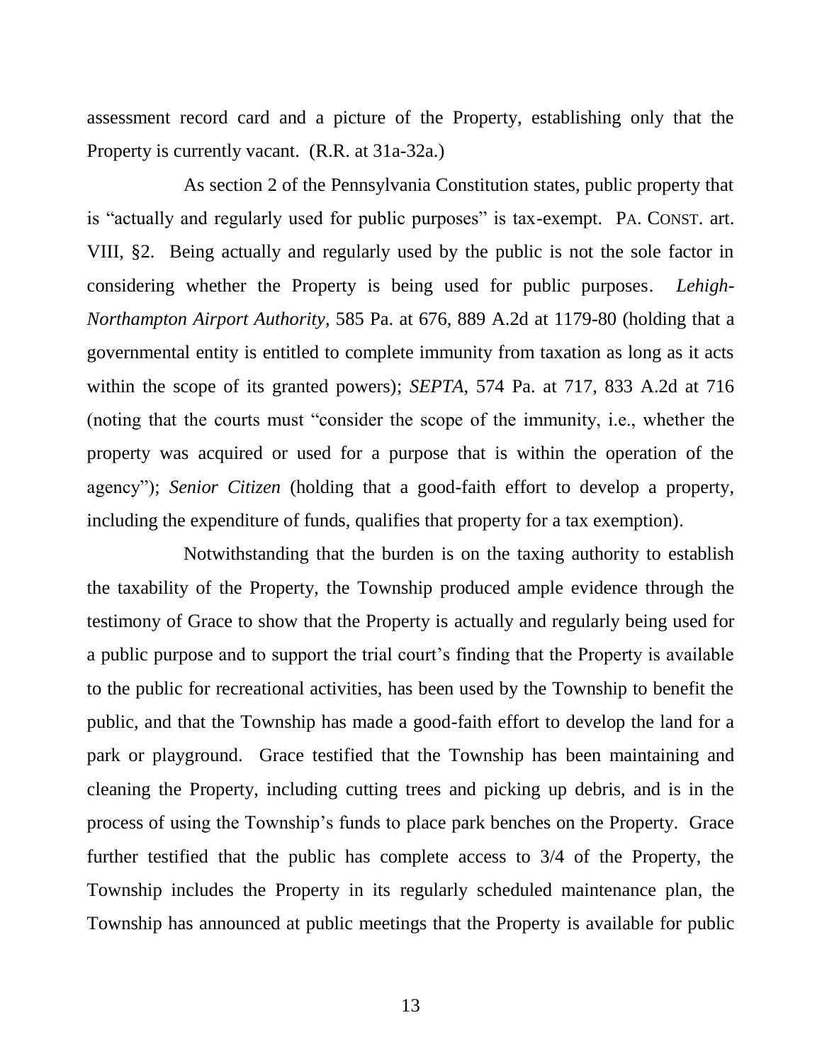assessment record card and a picture of the Property, establishing only that the Property is currently vacant. (R.R. at 31a-32a.)

As section 2 of the Pennsylvania Constitution states, public property that is "actually and regularly used for public purposes" is tax-exempt. PA. CONST. art. VIII, §2. Being actually and regularly used by the public is not the sole factor in considering whether the Property is being used for public purposes. *Lehigh-Northampton Airport Authority*, 585 Pa. at 676, 889 A.2d at 1179-80 (holding that a governmental entity is entitled to complete immunity from taxation as long as it acts within the scope of its granted powers); *SEPTA*, 574 Pa. at 717, 833 A.2d at 716 (noting that the courts must "consider the scope of the immunity, i.e., whether the property was acquired or used for a purpose that is within the operation of the agency"); *Senior Citizen* (holding that a good-faith effort to develop a property, including the expenditure of funds, qualifies that property for a tax exemption).

Notwithstanding that the burden is on the taxing authority to establish the taxability of the Property, the Township produced ample evidence through the testimony of Grace to show that the Property is actually and regularly being used for a public purpose and to support the trial court's finding that the Property is available to the public for recreational activities, has been used by the Township to benefit the public, and that the Township has made a good-faith effort to develop the land for a park or playground. Grace testified that the Township has been maintaining and cleaning the Property, including cutting trees and picking up debris, and is in the process of using the Township's funds to place park benches on the Property. Grace further testified that the public has complete access to 3/4 of the Property, the Township includes the Property in its regularly scheduled maintenance plan, the Township has announced at public meetings that the Property is available for public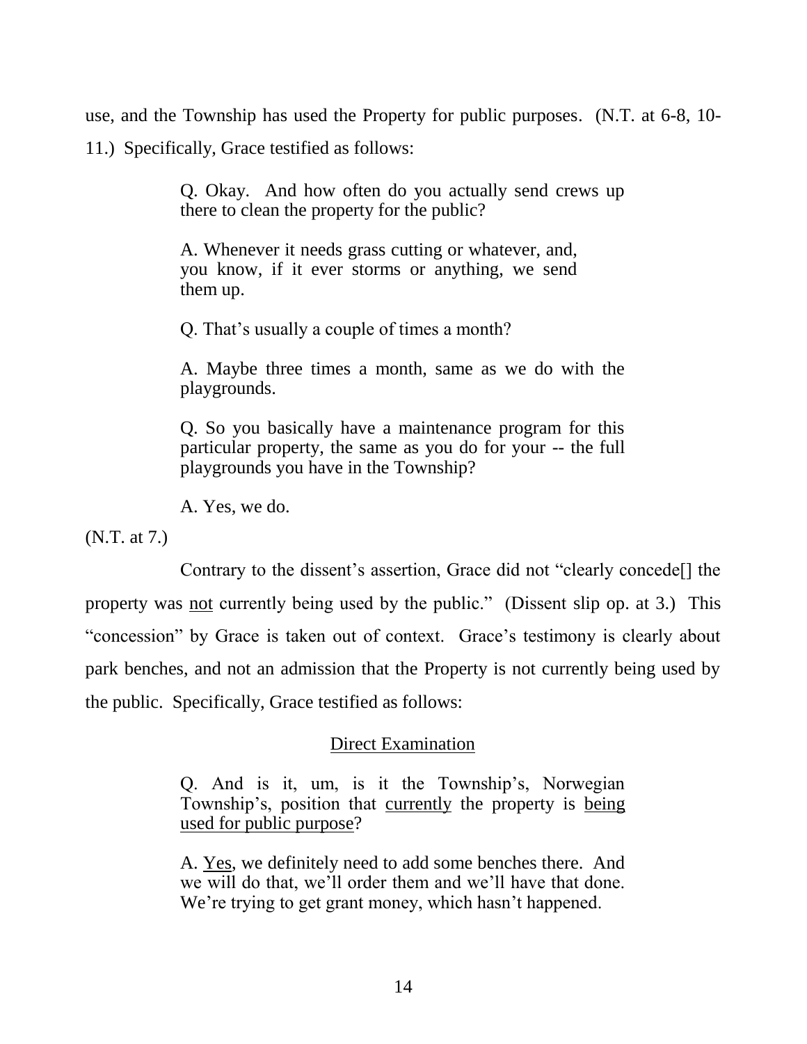use, and the Township has used the Property for public purposes. (N.T. at 6-8, 10-11.) Specifically, Grace testified as follows:

> Q. Okay. And how often do you actually send crews up there to clean the property for the public?
>
> A. Whenever it needs grass cutting or whatever, and, you know, if it ever storms or anything, we send them up.
>
> Q. That's usually a couple of times a month?
>
> A. Maybe three times a month, same as we do with the playgrounds.
>
> Q. So you basically have a maintenance program for this particular property, the same as you do for your -- the full playgrounds you have in the Township?
>
> A. Yes, we do.

(N.T. at 7.)

Contrary to the dissent's assertion, Grace did not "clearly concede[] the property was <u>not</u> currently being used by the public." (Dissent slip op. at 3.) This "concession" by Grace is taken out of context. Grace's testimony is clearly about park benches, and not an admission that the Property is not currently being used by the public. Specifically, Grace testified as follows:

<u>Direct Examination</u>

> Q. And is it, um, is it the Township's, Norwegian Township's, position that <u>currently</u> the property is <u>being used for public purpose</u>?
>
> A. <u>Yes</u>, we definitely need to add some benches there. And we will do that, we'll order them and we'll have that done. We're trying to get grant money, which hasn't happened.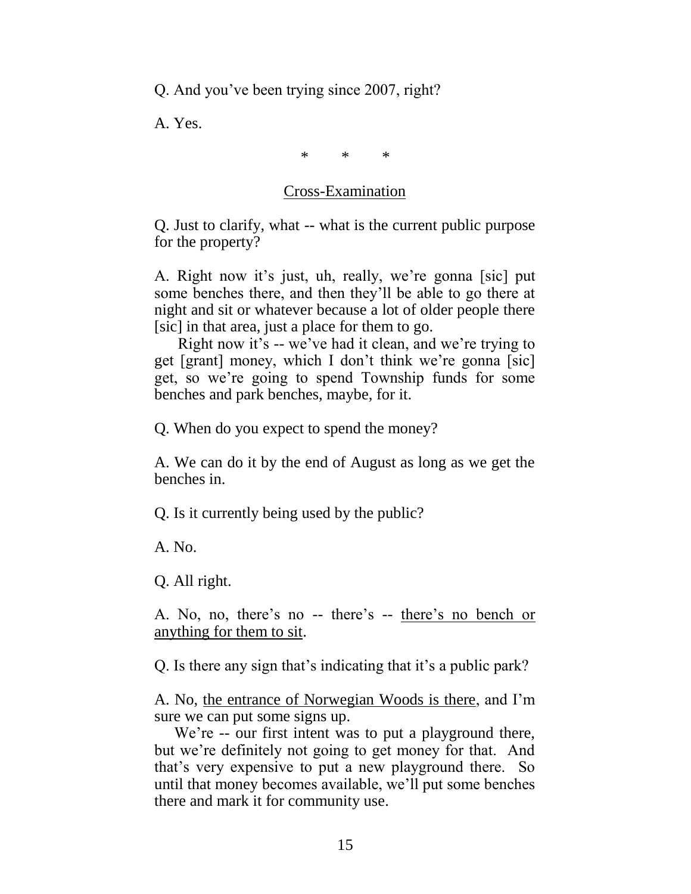Q. And you've been trying since 2007, right?

A. Yes.

\* \* \*

<u>Cross-Examination</u>

Q. Just to clarify, what -- what is the current public purpose for the property?

A. Right now it's just, uh, really, we're gonna [sic] put some benches there, and then they'll be able to go there at night and sit or whatever because a lot of older people there [sic] in that area, just a place for them to go.

Right now it's -- we've had it clean, and we're trying to get [grant] money, which I don't think we're gonna [sic] get, so we're going to spend Township funds for some benches and park benches, maybe, for it.

Q. When do you expect to spend the money?

A. We can do it by the end of August as long as we get the benches in.

Q. Is it currently being used by the public?

A. No.

Q. All right.

A. No, no, there's no -- there's -- <u>there's no bench or anything for them to sit</u>.

Q. Is there any sign that's indicating that it's a public park?

A. No, <u>the entrance of Norwegian Woods is there</u>, and I'm sure we can put some signs up.

We're -- our first intent was to put a playground there, but we're definitely not going to get money for that. And that's very expensive to put a new playground there. So until that money becomes available, we'll put some benches there and mark it for community use.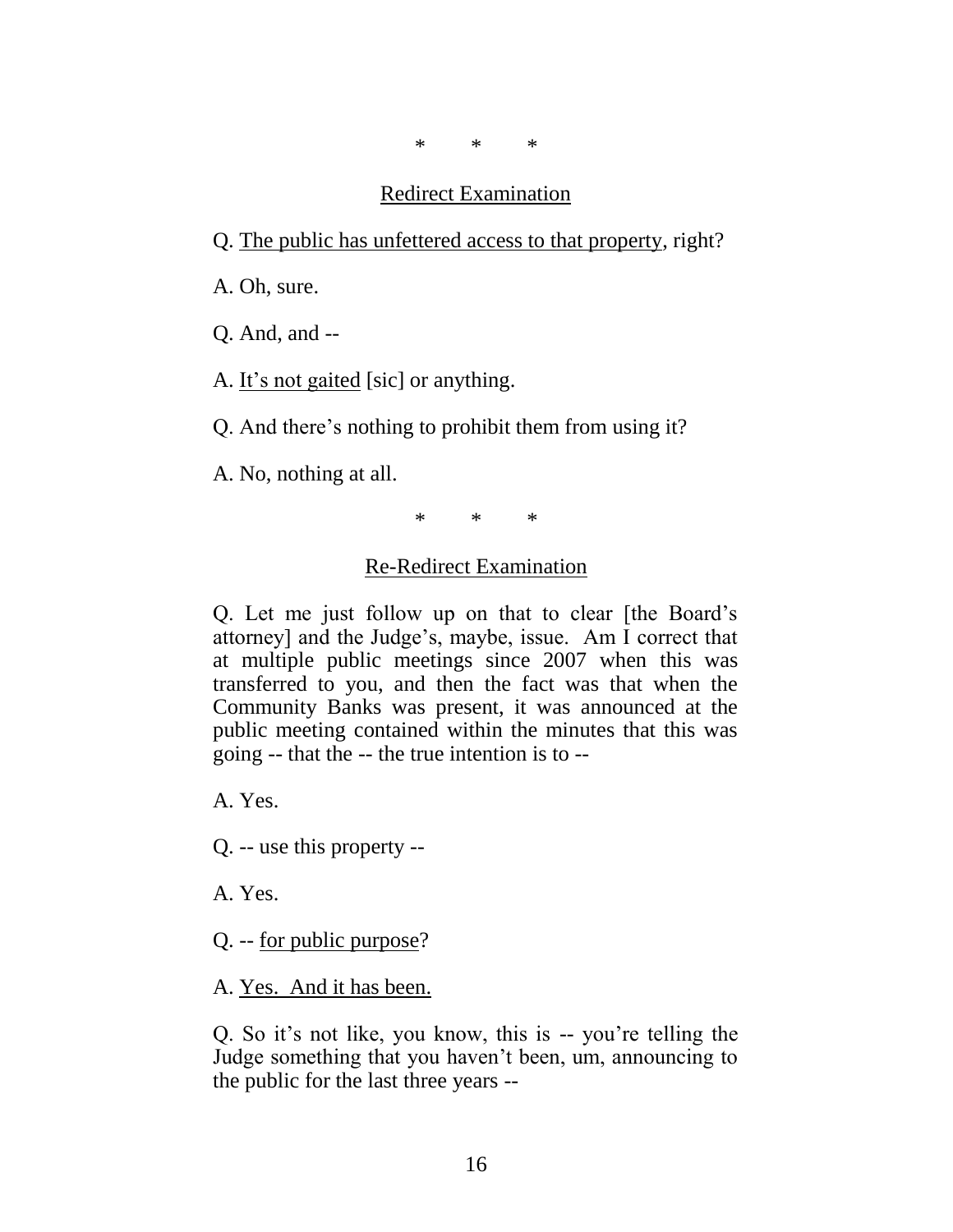\*        \*        \*

<u>Redirect Examination</u>

Q. <u>The public has unfettered access to that property</u>, right?

A. Oh, sure.

Q. And, and --

A. <u>It's not gaited</u> [sic] or anything.

Q. And there's nothing to prohibit them from using it?

A. No, nothing at all.

\*        \*        \*

<u>Re-Redirect Examination</u>

Q. Let me just follow up on that to clear [the Board's attorney] and the Judge's, maybe, issue. Am I correct that at multiple public meetings since 2007 when this was transferred to you, and then the fact was that when the Community Banks was present, it was announced at the public meeting contained within the minutes that this was going -- that the -- the true intention is to --

A. Yes.

Q. -- use this property --

A. Yes.

Q. -- <u>for public purpose</u>?

A. <u>Yes. And it has been.</u>

Q. So it's not like, you know, this is -- you're telling the Judge something that you haven't been, um, announcing to the public for the last three years --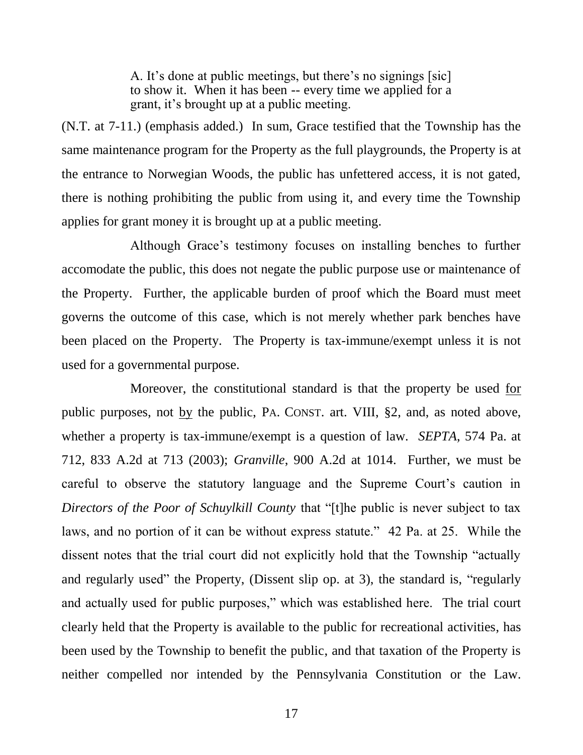> A. It's done at public meetings, but there's no signings [sic] to show it. When it has been -- every time we applied for a grant, it's brought up at a public meeting.

(N.T. at 7-11.) (emphasis added.) In sum, Grace testified that the Township has the same maintenance program for the Property as the full playgrounds, the Property is at the entrance to Norwegian Woods, the public has unfettered access, it is not gated, there is nothing prohibiting the public from using it, and every time the Township applies for grant money it is brought up at a public meeting.

Although Grace's testimony focuses on installing benches to further accomodate the public, this does not negate the public purpose use or maintenance of the Property. Further, the applicable burden of proof which the Board must meet governs the outcome of this case, which is not merely whether park benches have been placed on the Property. The Property is tax-immune/exempt unless it is not used for a governmental purpose.

Moreover, the constitutional standard is that the property be used <u>for</u> public purposes, not <u>by</u> the public, PA. CONST. art. VIII, §2, and, as noted above, whether a property is tax-immune/exempt is a question of law. *SEPTA*, 574 Pa. at 712, 833 A.2d at 713 (2003); *Granville*, 900 A.2d at 1014. Further, we must be careful to observe the statutory language and the Supreme Court's caution in *Directors of the Poor of Schuylkill County* that "[t]he public is never subject to tax laws, and no portion of it can be without express statute." 42 Pa. at 25. While the dissent notes that the trial court did not explicitly hold that the Township "actually and regularly used" the Property, (Dissent slip op. at 3), the standard is, "regularly and actually used for public purposes," which was established here. The trial court clearly held that the Property is available to the public for recreational activities, has been used by the Township to benefit the public, and that taxation of the Property is neither compelled nor intended by the Pennsylvania Constitution or the Law.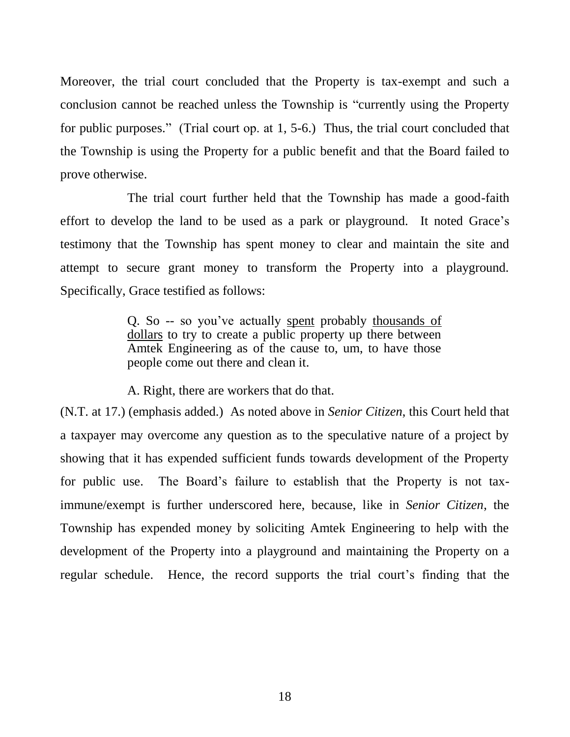Moreover, the trial court concluded that the Property is tax-exempt and such a conclusion cannot be reached unless the Township is "currently using the Property for public purposes." (Trial court op. at 1, 5-6.) Thus, the trial court concluded that the Township is using the Property for a public benefit and that the Board failed to prove otherwise.

The trial court further held that the Township has made a good-faith effort to develop the land to be used as a park or playground. It noted Grace's testimony that the Township has spent money to clear and maintain the site and attempt to secure grant money to transform the Property into a playground. Specifically, Grace testified as follows:

> Q. So -- so you've actually <u>spent</u> probably <u>thousands of dollars</u> to try to create a public property up there between Amtek Engineering as of the cause to, um, to have those people come out there and clean it.
>
> A. Right, there are workers that do that.

(N.T. at 17.) (emphasis added.) As noted above in *Senior Citizen*, this Court held that a taxpayer may overcome any question as to the speculative nature of a project by showing that it has expended sufficient funds towards development of the Property for public use. The Board's failure to establish that the Property is not tax-immune/exempt is further underscored here, because, like in *Senior Citizen*, the Township has expended money by soliciting Amtek Engineering to help with the development of the Property into a playground and maintaining the Property on a regular schedule. Hence, the record supports the trial court's finding that the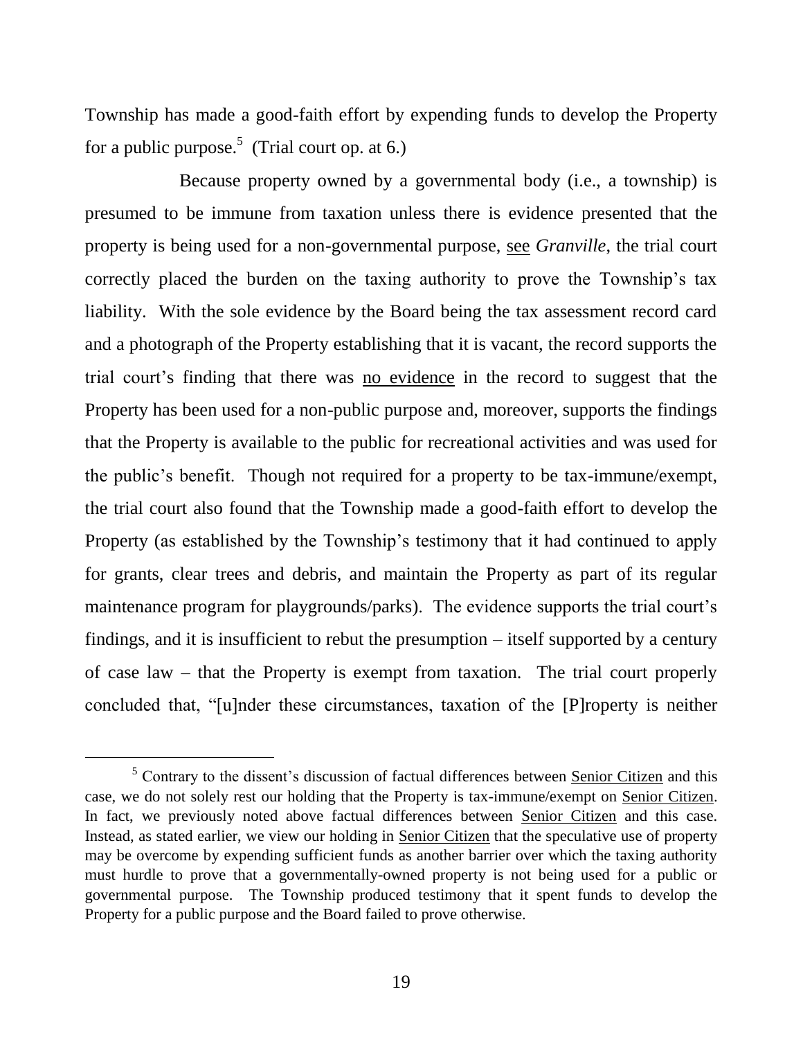Township has made a good-faith effort by expending funds to develop the Property for a public purpose.[5] (Trial court op. at 6.)

Because property owned by a governmental body (i.e., a township) is presumed to be immune from taxation unless there is evidence presented that the property is being used for a non-governmental purpose, see *Granville*, the trial court correctly placed the burden on the taxing authority to prove the Township's tax liability. With the sole evidence by the Board being the tax assessment record card and a photograph of the Property establishing that it is vacant, the record supports the trial court's finding that there was no evidence in the record to suggest that the Property has been used for a non-public purpose and, moreover, supports the findings that the Property is available to the public for recreational activities and was used for the public's benefit. Though not required for a property to be tax-immune/exempt, the trial court also found that the Township made a good-faith effort to develop the Property (as established by the Township's testimony that it had continued to apply for grants, clear trees and debris, and maintain the Property as part of its regular maintenance program for playgrounds/parks). The evidence supports the trial court's findings, and it is insufficient to rebut the presumption – itself supported by a century of case law – that the Property is exempt from taxation. The trial court properly concluded that, "[u]nder these circumstances, taxation of the [P]roperty is neither

[5] Contrary to the dissent's discussion of factual differences between Senior Citizen and this case, we do not solely rest our holding that the Property is tax-immune/exempt on Senior Citizen. In fact, we previously noted above factual differences between Senior Citizen and this case. Instead, as stated earlier, we view our holding in Senior Citizen that the speculative use of property may be overcome by expending sufficient funds as another barrier over which the taxing authority must hurdle to prove that a governmentally-owned property is not being used for a public or governmental purpose. The Township produced testimony that it spent funds to develop the Property for a public purpose and the Board failed to prove otherwise.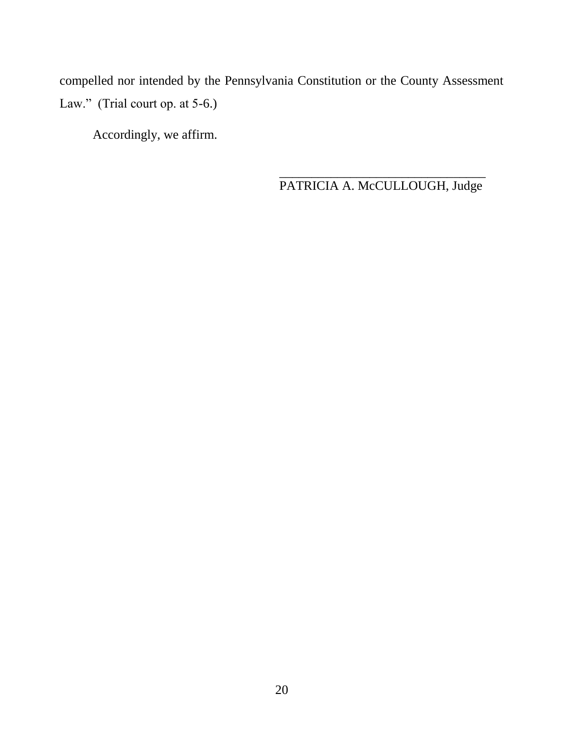compelled nor intended by the Pennsylvania Constitution or the County Assessment Law." (Trial court op. at 5-6.)

Accordingly, we affirm.

\_\_\_\_\_\_\_\_\_\_\_\_\_\_\_\_\_\_\_\_\_\_\_\_\_\_\_\_\_\_\_\_\_\_
PATRICIA A. McCULLOUGH, Judge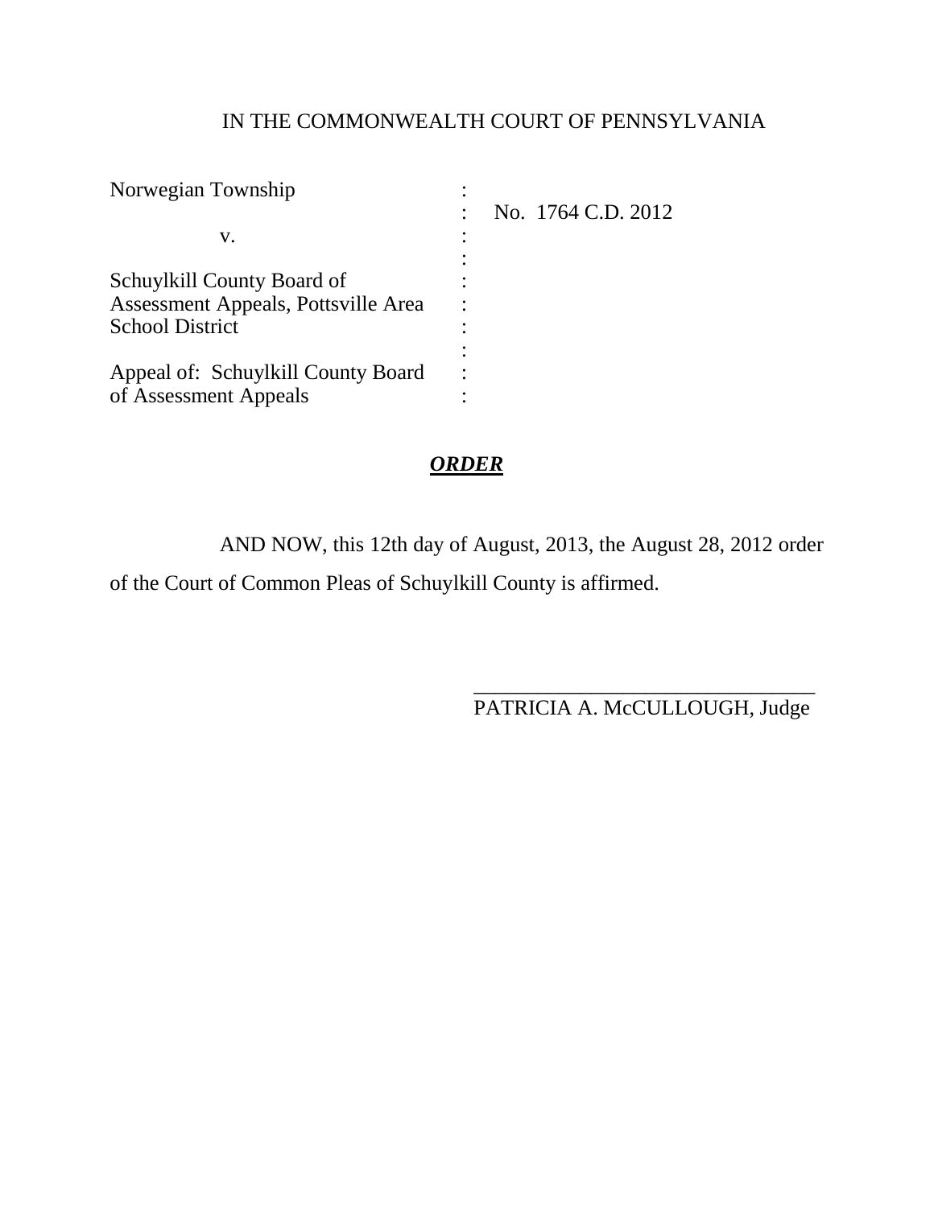IN THE COMMONWEALTH COURT OF PENNSYLVANIA

| | | |
|---|---|---|
| Norwegian Township | : | |
| | : | No. 1764 C.D. 2012 |
| v. | : | |
| | : | |
| Schuylkill County Board of Assessment Appeals, Pottsville Area School District | : | |
| | : | |
| Appeal of: Schuylkill County Board of Assessment Appeals | : | |

## ***ORDER***

AND NOW, this 12th day of August, 2013, the August 28, 2012 order of the Court of Common Pleas of Schuylkill County is affirmed.

\_\_\_\_\_\_\_\_\_\_\_\_\_\_\_\_\_\_\_\_\_\_\_\_\_\_\_\_\_\_\_\_
PATRICIA A. McCULLOUGH, Judge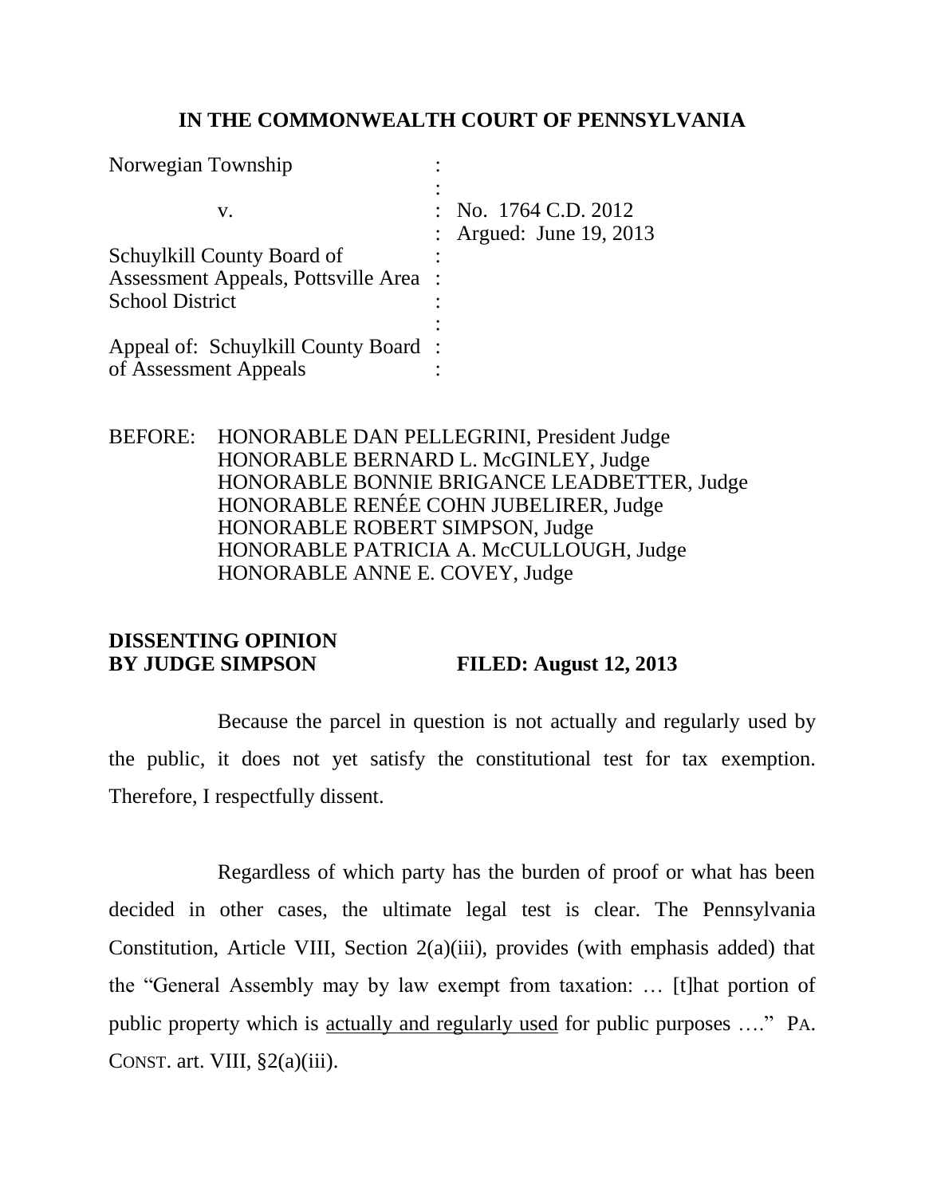**IN THE COMMONWEALTH COURT OF PENNSYLVANIA**

| | | |
|---|---|---|
| Norwegian Township | : | |
| | : | |
| v. | : | No. 1764 C.D. 2012 |
| | : | Argued: June 19, 2013 |
| Schuylkill County Board of | : | |
| Assessment Appeals, Pottsville Area | : | |
| School District | : | |
| | : | |
| Appeal of: Schuylkill County Board | : | |
| of Assessment Appeals | : | |

BEFORE: HONORABLE DAN PELLEGRINI, President Judge
HONORABLE BERNARD L. McGINLEY, Judge
HONORABLE BONNIE BRIGANCE LEADBETTER, Judge
HONORABLE RENÉE COHN JUBELIRER, Judge
HONORABLE ROBERT SIMPSON, Judge
HONORABLE PATRICIA A. McCULLOUGH, Judge
HONORABLE ANNE E. COVEY, Judge

**DISSENTING OPINION**
**BY JUDGE SIMPSON** **FILED: August 12, 2013**

Because the parcel in question is not actually and regularly used by the public, it does not yet satisfy the constitutional test for tax exemption. Therefore, I respectfully dissent.

Regardless of which party has the burden of proof or what has been decided in other cases, the ultimate legal test is clear. The Pennsylvania Constitution, Article VIII, Section 2(a)(iii), provides (with emphasis added) that the "General Assembly may by law exempt from taxation: … [t]hat portion of public property which is actually and regularly used for public purposes …." PA. CONST. art. VIII, §2(a)(iii).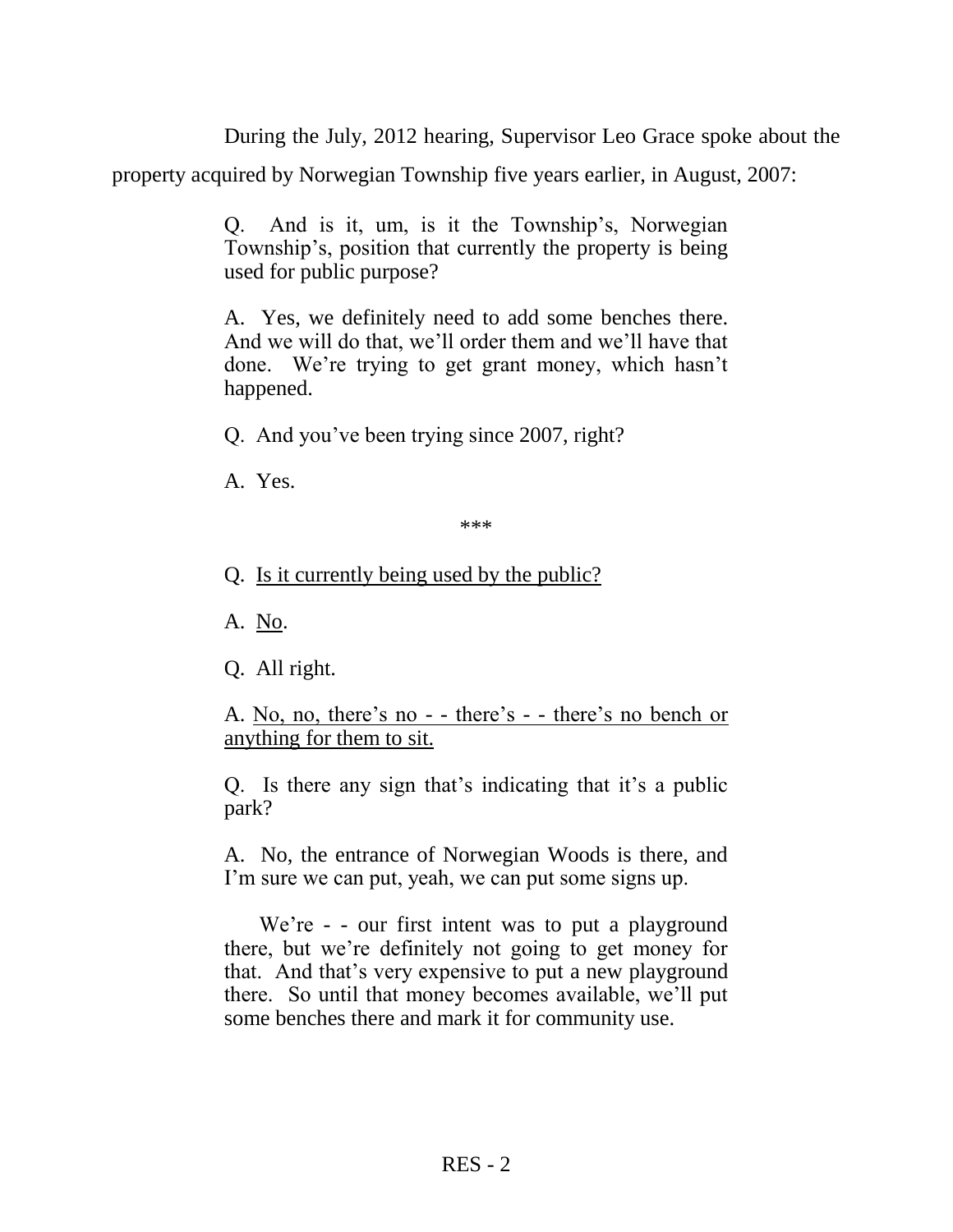During the July, 2012 hearing, Supervisor Leo Grace spoke about the property acquired by Norwegian Township five years earlier, in August, 2007:

> Q. And is it, um, is it the Township's, Norwegian Township's, position that currently the property is being used for public purpose?
>
> A. Yes, we definitely need to add some benches there. And we will do that, we'll order them and we'll have that done. We're trying to get grant money, which hasn't happened.
>
> Q. And you've been trying since 2007, right?
>
> A. Yes.
>
> ***
>
> Q. <u>Is it currently being used by the public?</u>
>
> A. <u>No</u>.
>
> Q. All right.
>
> A. <u>No, no, there's no - - there's - - there's no bench or anything for them to sit.</u>
>
> Q. Is there any sign that's indicating that it's a public park?
>
> A. No, the entrance of Norwegian Woods is there, and I'm sure we can put, yeah, we can put some signs up.
>
> We're - - our first intent was to put a playground there, but we're definitely not going to get money for that. And that's very expensive to put a new playground there. So until that money becomes available, we'll put some benches there and mark it for community use.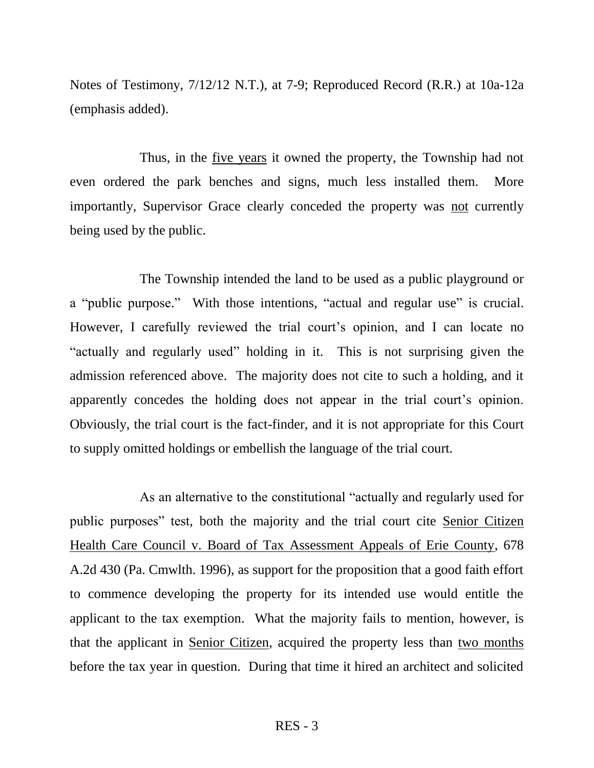Notes of Testimony, 7/12/12 N.T.), at 7-9; Reproduced Record (R.R.) at 10a-12a (emphasis added).

Thus, in the <u>five years</u> it owned the property, the Township had not even ordered the park benches and signs, much less installed them. More importantly, Supervisor Grace clearly conceded the property was <u>not</u> currently being used by the public.

The Township intended the land to be used as a public playground or a "public purpose." With those intentions, "actual and regular use" is crucial. However, I carefully reviewed the trial court's opinion, and I can locate no "actually and regularly used" holding in it. This is not surprising given the admission referenced above. The majority does not cite to such a holding, and it apparently concedes the holding does not appear in the trial court's opinion. Obviously, the trial court is the fact-finder, and it is not appropriate for this Court to supply omitted holdings or embellish the language of the trial court.

As an alternative to the constitutional "actually and regularly used for public purposes" test, both the majority and the trial court cite <u>Senior Citizen Health Care Council v. Board of Tax Assessment Appeals of Erie County</u>, 678 A.2d 430 (Pa. Cmwlth. 1996), as support for the proposition that a good faith effort to commence developing the property for its intended use would entitle the applicant to the tax exemption. What the majority fails to mention, however, is that the applicant in <u>Senior Citizen</u>, acquired the property less than <u>two months</u> before the tax year in question. During that time it hired an architect and solicited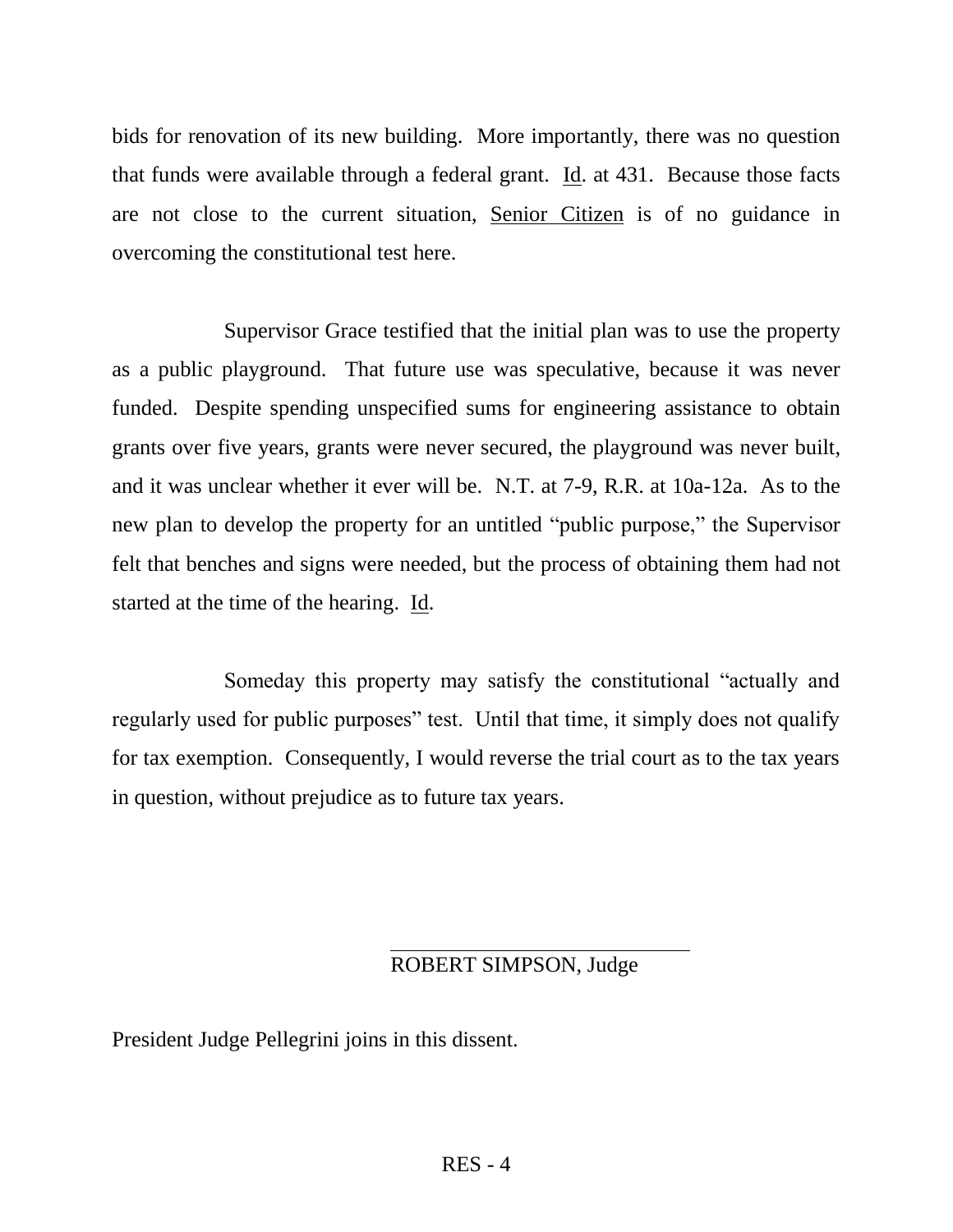bids for renovation of its new building. More importantly, there was no question that funds were available through a federal grant. Id. at 431. Because those facts are not close to the current situation, Senior Citizen is of no guidance in overcoming the constitutional test here.

Supervisor Grace testified that the initial plan was to use the property as a public playground. That future use was speculative, because it was never funded. Despite spending unspecified sums for engineering assistance to obtain grants over five years, grants were never secured, the playground was never built, and it was unclear whether it ever will be. N.T. at 7-9, R.R. at 10a-12a. As to the new plan to develop the property for an untitled "public purpose," the Supervisor felt that benches and signs were needed, but the process of obtaining them had not started at the time of the hearing. Id.

Someday this property may satisfy the constitutional "actually and regularly used for public purposes" test. Until that time, it simply does not qualify for tax exemption. Consequently, I would reverse the trial court as to the tax years in question, without prejudice as to future tax years.

ROBERT SIMPSON, Judge

President Judge Pellegrini joins in this dissent.